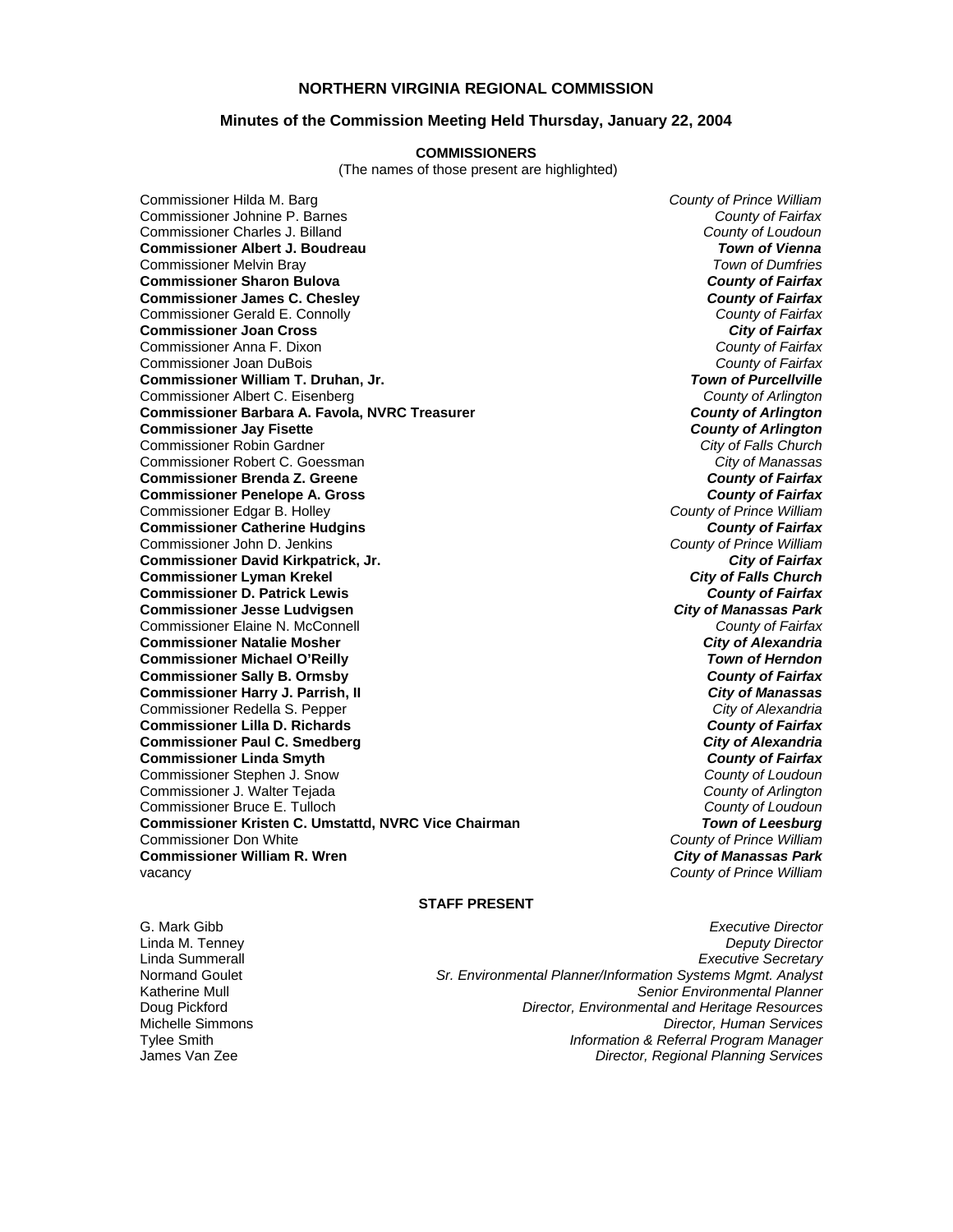# NORTHERN VIRGINIA REGIONAL COMMISSION

## Minutes of the Commission Meeting Held Thursday, January 22, 2004

### COMMISSIONERS

(The names of those present are highlighted)

| | |
|---|---|
| Commissioner Hilda M. Barg | *County of Prince William* |
| Commissioner Johnine P. Barnes | *County of Fairfax* |
| Commissioner Charles J. Billand | *County of Loudoun* |
| **Commissioner Albert J. Boudreau** | ***Town of Vienna*** |
| Commissioner Melvin Bray | *Town of Dumfries* |
| **Commissioner Sharon Bulova** | ***County of Fairfax*** |
| **Commissioner James C. Chesley** | ***County of Fairfax*** |
| Commissioner Gerald E. Connolly | *County of Fairfax* |
| **Commissioner Joan Cross** | ***City of Fairfax*** |
| Commissioner Anna F. Dixon | *County of Fairfax* |
| Commissioner Joan DuBois | *County of Fairfax* |
| **Commissioner William T. Druhan, Jr.** | ***Town of Purcellville*** |
| Commissioner Albert C. Eisenberg | *County of Arlington* |
| **Commissioner Barbara A. Favola, NVRC Treasurer** | ***County of Arlington*** |
| **Commissioner Jay Fisette** | ***County of Arlington*** |
| Commissioner Robin Gardner | *City of Falls Church* |
| Commissioner Robert C. Goessman | *City of Manassas* |
| **Commissioner Brenda Z. Greene** | ***County of Fairfax*** |
| **Commissioner Penelope A. Gross** | ***County of Fairfax*** |
| Commissioner Edgar B. Holley | *County of Prince William* |
| **Commissioner Catherine Hudgins** | ***County of Fairfax*** |
| Commissioner John D. Jenkins | *County of Prince William* |
| **Commissioner David Kirkpatrick, Jr.** | ***City of Fairfax*** |
| **Commissioner Lyman Krekel** | ***City of Falls Church*** |
| **Commissioner D. Patrick Lewis** | ***County of Fairfax*** |
| **Commissioner Jesse Ludvigsen** | ***City of Manassas Park*** |
| Commissioner Elaine N. McConnell | *County of Fairfax* |
| **Commissioner Natalie Mosher** | ***City of Alexandria*** |
| **Commissioner Michael O'Reilly** | ***Town of Herndon*** |
| **Commissioner Sally B. Ormsby** | ***County of Fairfax*** |
| **Commissioner Harry J. Parrish, II** | ***City of Manassas*** |
| Commissioner Redella S. Pepper | *City of Alexandria* |
| **Commissioner Lilla D. Richards** | ***County of Fairfax*** |
| **Commissioner Paul C. Smedberg** | ***City of Alexandria*** |
| **Commissioner Linda Smyth** | ***County of Fairfax*** |
| Commissioner Stephen J. Snow | *County of Loudoun* |
| Commissioner J. Walter Tejada | *County of Arlington* |
| Commissioner Bruce E. Tulloch | *County of Loudoun* |
| **Commissioner Kristen C. Umstattd, NVRC Vice Chairman** | ***Town of Leesburg*** |
| Commissioner Don White | *County of Prince William* |
| **Commissioner William R. Wren** | ***City of Manassas Park*** |
| vacancy | *County of Prince William* |

### STAFF PRESENT

| | |
|---|---|
| G. Mark Gibb | *Executive Director* |
| Linda M. Tenney | *Deputy Director* |
| Linda Summerall | *Executive Secretary* |
| Normand Goulet | *Sr. Environmental Planner/Information Systems Mgmt. Analyst* |
| Katherine Mull | *Senior Environmental Planner* |
| Doug Pickford | *Director, Environmental and Heritage Resources* |
| Michelle Simmons | *Director, Human Services* |
| Tylee Smith | *Information & Referral Program Manager* |
| James Van Zee | *Director, Regional Planning Services* |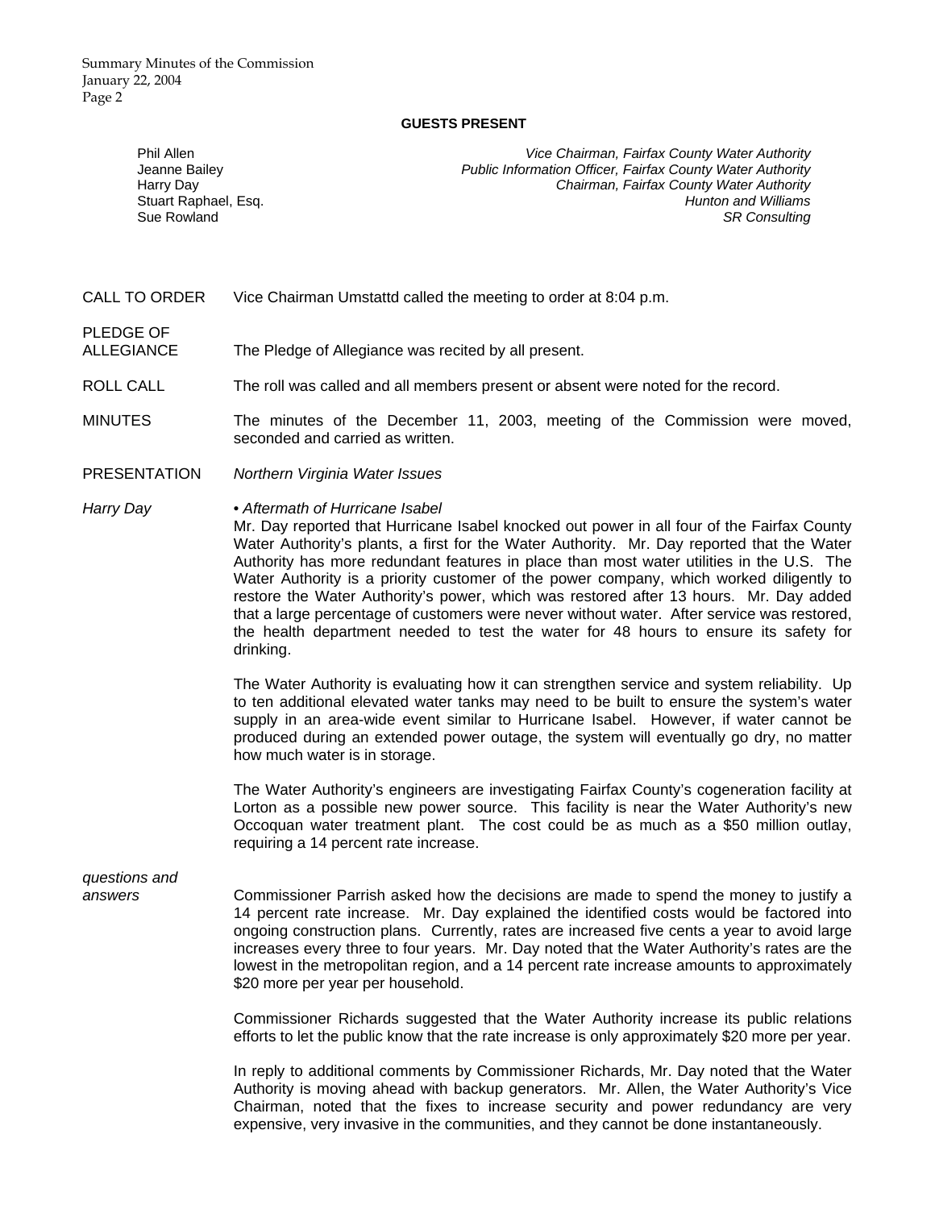## GUESTS PRESENT

| | |
|---|---|
| Phil Allen | *Vice Chairman, Fairfax County Water Authority* |
| Jeanne Bailey | *Public Information Officer, Fairfax County Water Authority* |
| Harry Day | *Chairman, Fairfax County Water Authority* |
| Stuart Raphael, Esq. | *Hunton and Williams* |
| Sue Rowland | *SR Consulting* |

CALL TO ORDER — Vice Chairman Umstattd called the meeting to order at 8:04 p.m.

PLEDGE OF ALLEGIANCE — The Pledge of Allegiance was recited by all present.

ROLL CALL — The roll was called and all members present or absent were noted for the record.

MINUTES — The minutes of the December 11, 2003, meeting of the Commission were moved, seconded and carried as written.

PRESENTATION — *Northern Virginia Water Issues*

*Harry Day*

• *Aftermath of Hurricane Isabel*

Mr. Day reported that Hurricane Isabel knocked out power in all four of the Fairfax County Water Authority's plants, a first for the Water Authority. Mr. Day reported that the Water Authority has more redundant features in place than most water utilities in the U.S. The Water Authority is a priority customer of the power company, which worked diligently to restore the Water Authority's power, which was restored after 13 hours. Mr. Day added that a large percentage of customers were never without water. After service was restored, the health department needed to test the water for 48 hours to ensure its safety for drinking.

The Water Authority is evaluating how it can strengthen service and system reliability. Up to ten additional elevated water tanks may need to be built to ensure the system's water supply in an area-wide event similar to Hurricane Isabel. However, if water cannot be produced during an extended power outage, the system will eventually go dry, no matter how much water is in storage.

The Water Authority's engineers are investigating Fairfax County's cogeneration facility at Lorton as a possible new power source. This facility is near the Water Authority's new Occoquan water treatment plant. The cost could be as much as a $50 million outlay, requiring a 14 percent rate increase.

*questions and answers*

Commissioner Parrish asked how the decisions are made to spend the money to justify a 14 percent rate increase. Mr. Day explained the identified costs would be factored into ongoing construction plans. Currently, rates are increased five cents a year to avoid large increases every three to four years. Mr. Day noted that the Water Authority's rates are the lowest in the metropolitan region, and a 14 percent rate increase amounts to approximately $20 more per year per household.

Commissioner Richards suggested that the Water Authority increase its public relations efforts to let the public know that the rate increase is only approximately $20 more per year.

In reply to additional comments by Commissioner Richards, Mr. Day noted that the Water Authority is moving ahead with backup generators. Mr. Allen, the Water Authority's Vice Chairman, noted that the fixes to increase security and power redundancy are very expensive, very invasive in the communities, and they cannot be done instantaneously.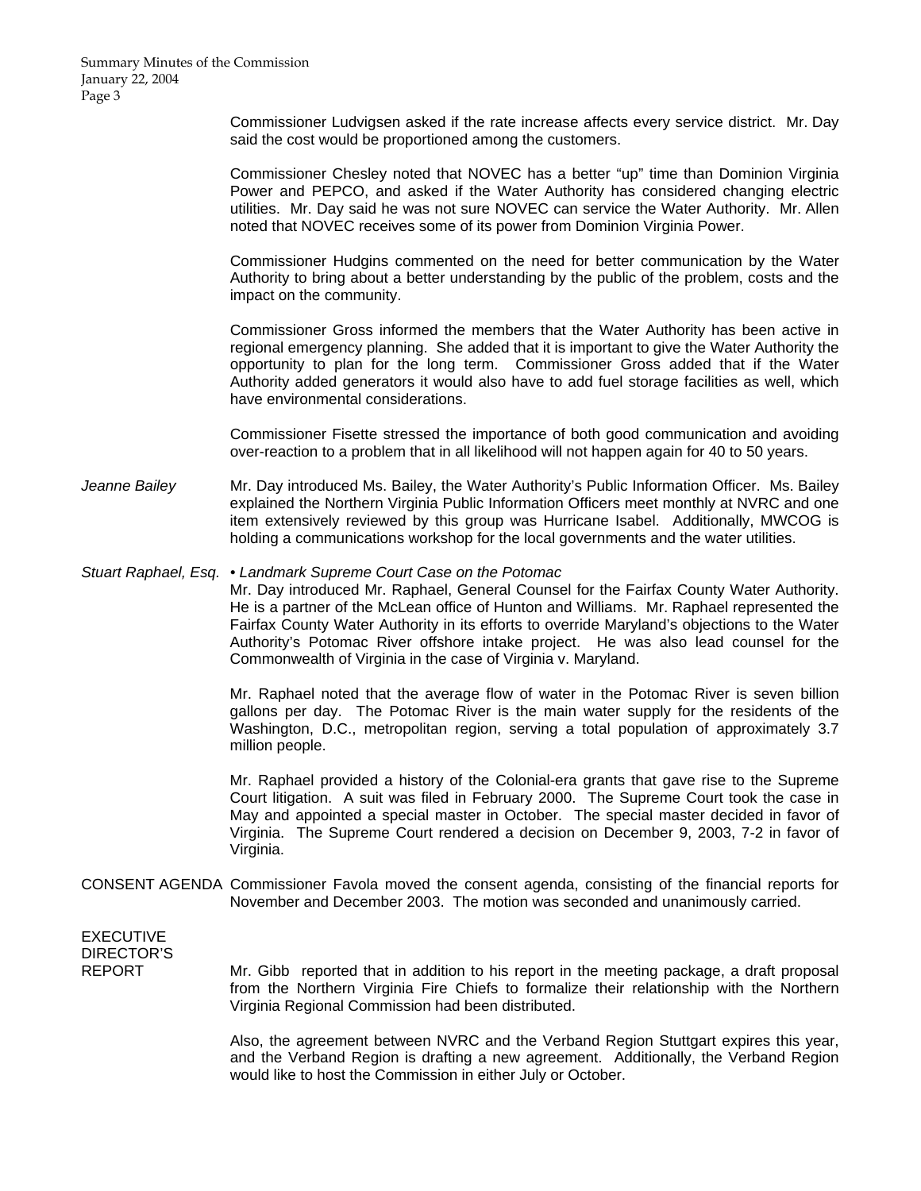Commissioner Ludvigsen asked if the rate increase affects every service district. Mr. Day said the cost would be proportioned among the customers.

Commissioner Chesley noted that NOVEC has a better "up" time than Dominion Virginia Power and PEPCO, and asked if the Water Authority has considered changing electric utilities. Mr. Day said he was not sure NOVEC can service the Water Authority. Mr. Allen noted that NOVEC receives some of its power from Dominion Virginia Power.

Commissioner Hudgins commented on the need for better communication by the Water Authority to bring about a better understanding by the public of the problem, costs and the impact on the community.

Commissioner Gross informed the members that the Water Authority has been active in regional emergency planning. She added that it is important to give the Water Authority the opportunity to plan for the long term. Commissioner Gross added that if the Water Authority added generators it would also have to add fuel storage facilities as well, which have environmental considerations.

Commissioner Fisette stressed the importance of both good communication and avoiding over-reaction to a problem that in all likelihood will not happen again for 40 to 50 years.

*Jeanne Bailey*

Mr. Day introduced Ms. Bailey, the Water Authority's Public Information Officer. Ms. Bailey explained the Northern Virginia Public Information Officers meet monthly at NVRC and one item extensively reviewed by this group was Hurricane Isabel. Additionally, MWCOG is holding a communications workshop for the local governments and the water utilities.

*Stuart Raphael, Esq.*

*• Landmark Supreme Court Case on the Potomac*

Mr. Day introduced Mr. Raphael, General Counsel for the Fairfax County Water Authority. He is a partner of the McLean office of Hunton and Williams. Mr. Raphael represented the Fairfax County Water Authority in its efforts to override Maryland's objections to the Water Authority's Potomac River offshore intake project. He was also lead counsel for the Commonwealth of Virginia in the case of Virginia v. Maryland.

Mr. Raphael noted that the average flow of water in the Potomac River is seven billion gallons per day. The Potomac River is the main water supply for the residents of the Washington, D.C., metropolitan region, serving a total population of approximately 3.7 million people.

Mr. Raphael provided a history of the Colonial-era grants that gave rise to the Supreme Court litigation. A suit was filed in February 2000. The Supreme Court took the case in May and appointed a special master in October. The special master decided in favor of Virginia. The Supreme Court rendered a decision on December 9, 2003, 7-2 in favor of Virginia.

CONSENT AGENDA

Commissioner Favola moved the consent agenda, consisting of the financial reports for November and December 2003. The motion was seconded and unanimously carried.

EXECUTIVE DIRECTOR'S REPORT

Mr. Gibb reported that in addition to his report in the meeting package, a draft proposal from the Northern Virginia Fire Chiefs to formalize their relationship with the Northern Virginia Regional Commission had been distributed.

Also, the agreement between NVRC and the Verband Region Stuttgart expires this year, and the Verband Region is drafting a new agreement. Additionally, the Verband Region would like to host the Commission in either July or October.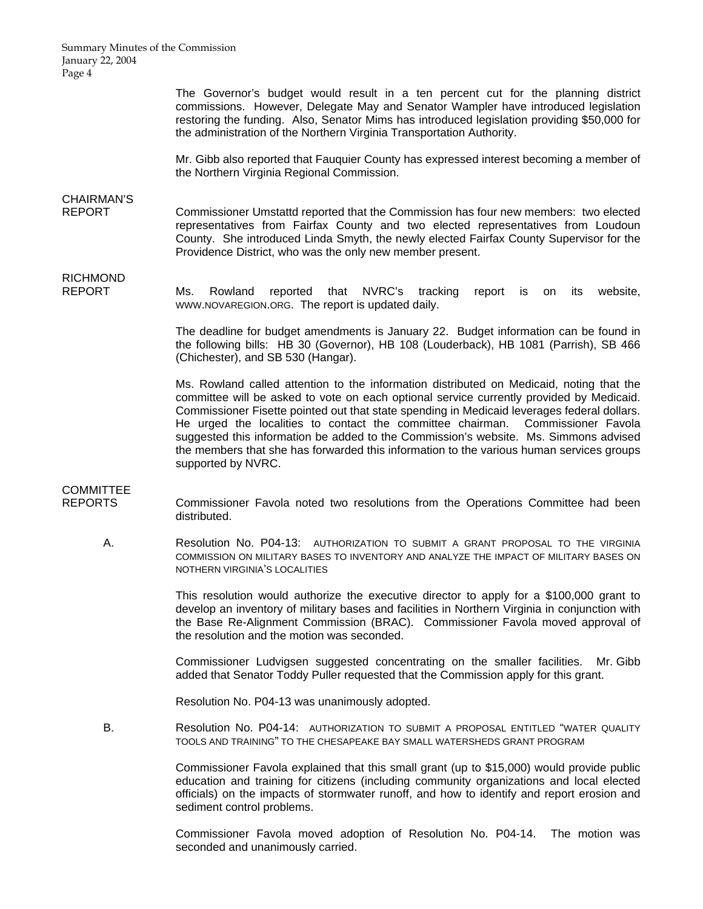The Governor's budget would result in a ten percent cut for the planning district commissions. However, Delegate May and Senator Wampler have introduced legislation restoring the funding. Also, Senator Mims has introduced legislation providing $50,000 for the administration of the Northern Virginia Transportation Authority.

Mr. Gibb also reported that Fauquier County has expressed interest becoming a member of the Northern Virginia Regional Commission.

**CHAIRMAN'S REPORT**

Commissioner Umstattd reported that the Commission has four new members: two elected representatives from Fairfax County and two elected representatives from Loudoun County. She introduced Linda Smyth, the newly elected Fairfax County Supervisor for the Providence District, who was the only new member present.

**RICHMOND REPORT**

Ms. Rowland reported that NVRC's tracking report is on its website, WWW.NOVAREGION.ORG. The report is updated daily.

The deadline for budget amendments is January 22. Budget information can be found in the following bills: HB 30 (Governor), HB 108 (Louderback), HB 1081 (Parrish), SB 466 (Chichester), and SB 530 (Hangar).

Ms. Rowland called attention to the information distributed on Medicaid, noting that the committee will be asked to vote on each optional service currently provided by Medicaid. Commissioner Fisette pointed out that state spending in Medicaid leverages federal dollars. He urged the localities to contact the committee chairman. Commissioner Favola suggested this information be added to the Commission's website. Ms. Simmons advised the members that she has forwarded this information to the various human services groups supported by NVRC.

**COMMITTEE REPORTS**

Commissioner Favola noted two resolutions from the Operations Committee had been distributed.

A. Resolution No. P04-13: AUTHORIZATION TO SUBMIT A GRANT PROPOSAL TO THE VIRGINIA COMMISSION ON MILITARY BASES TO INVENTORY AND ANALYZE THE IMPACT OF MILITARY BASES ON NOTHERN VIRGINIA'S LOCALITIES

This resolution would authorize the executive director to apply for a $100,000 grant to develop an inventory of military bases and facilities in Northern Virginia in conjunction with the Base Re-Alignment Commission (BRAC). Commissioner Favola moved approval of the resolution and the motion was seconded.

Commissioner Ludvigsen suggested concentrating on the smaller facilities. Mr. Gibb added that Senator Toddy Puller requested that the Commission apply for this grant.

Resolution No. P04-13 was unanimously adopted.

B. Resolution No. P04-14: AUTHORIZATION TO SUBMIT A PROPOSAL ENTITLED "WATER QUALITY TOOLS AND TRAINING" TO THE CHESAPEAKE BAY SMALL WATERSHEDS GRANT PROGRAM

Commissioner Favola explained that this small grant (up to $15,000) would provide public education and training for citizens (including community organizations and local elected officials) on the impacts of stormwater runoff, and how to identify and report erosion and sediment control problems.

Commissioner Favola moved adoption of Resolution No. P04-14. The motion was seconded and unanimously carried.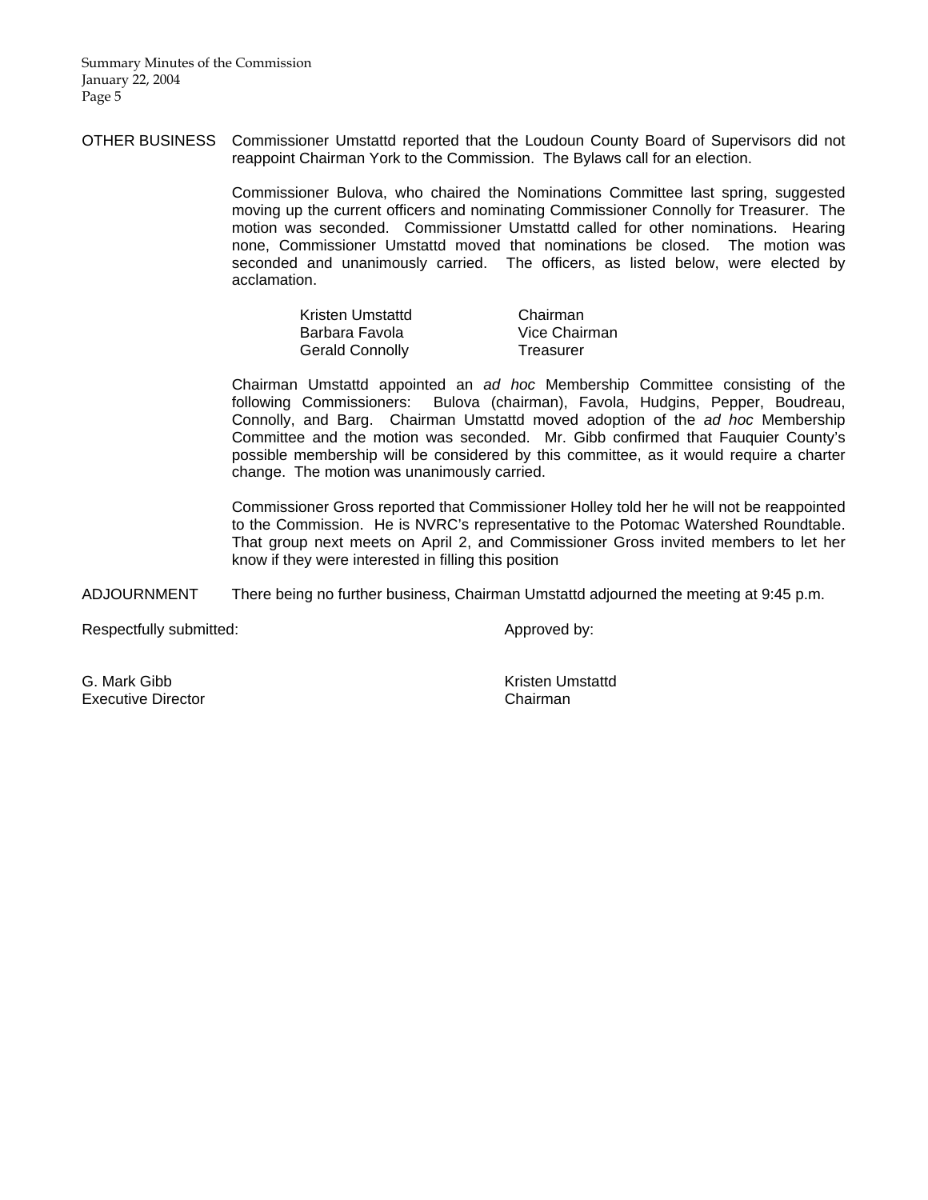OTHER BUSINESS Commissioner Umstattd reported that the Loudoun County Board of Supervisors did not reappoint Chairman York to the Commission. The Bylaws call for an election.

Commissioner Bulova, who chaired the Nominations Committee last spring, suggested moving up the current officers and nominating Commissioner Connolly for Treasurer. The motion was seconded. Commissioner Umstattd called for other nominations. Hearing none, Commissioner Umstattd moved that nominations be closed. The motion was seconded and unanimously carried. The officers, as listed below, were elected by acclamation.

| | |
|---|---|
| Kristen Umstattd | Chairman |
| Barbara Favola | Vice Chairman |
| Gerald Connolly | Treasurer |

Chairman Umstattd appointed an *ad hoc* Membership Committee consisting of the following Commissioners: Bulova (chairman), Favola, Hudgins, Pepper, Boudreau, Connolly, and Barg. Chairman Umstattd moved adoption of the *ad hoc* Membership Committee and the motion was seconded. Mr. Gibb confirmed that Fauquier County's possible membership will be considered by this committee, as it would require a charter change. The motion was unanimously carried.

Commissioner Gross reported that Commissioner Holley told her he will not be reappointed to the Commission. He is NVRC's representative to the Potomac Watershed Roundtable. That group next meets on April 2, and Commissioner Gross invited members to let her know if they were interested in filling this position

ADJOURNMENT There being no further business, Chairman Umstattd adjourned the meeting at 9:45 p.m.

Respectfully submitted:

G. Mark Gibb
Executive Director

Approved by:

Kristen Umstattd
Chairman